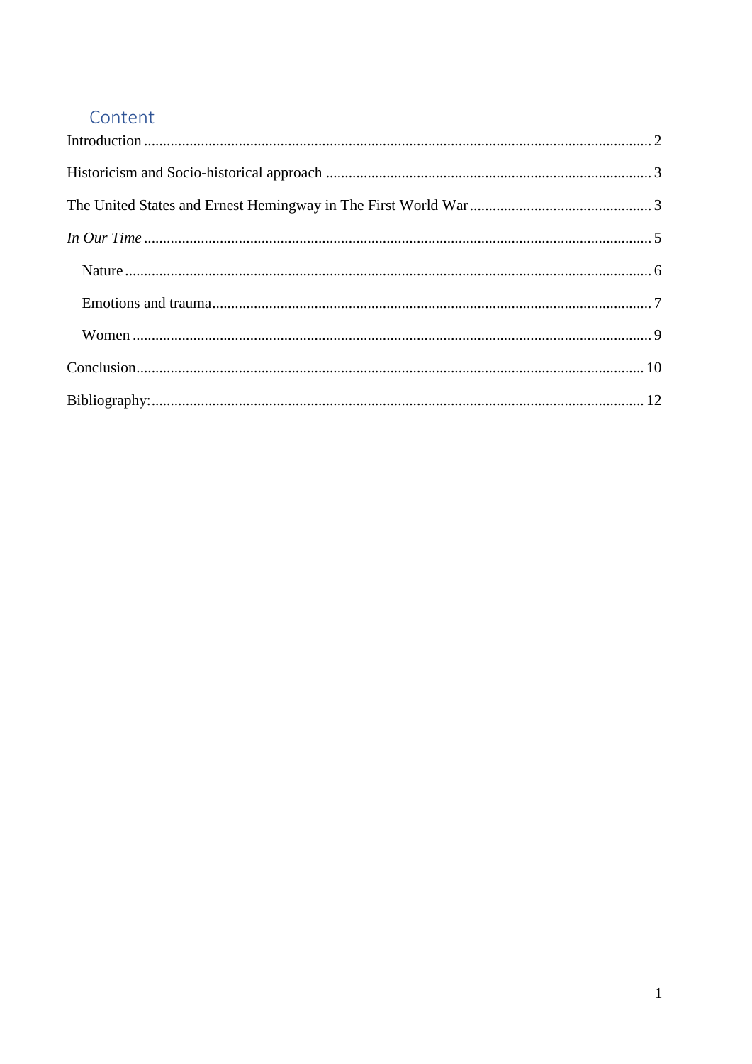# Content

Introduction ........ 2

Historicism and Socio-historical approach ........ 3

The United States and Ernest Hemingway in The First World War ........ 3

*In Our Time* ........ 5

- Nature ........ 6
- Emotions and trauma ........ 7
- Women ........ 9

Conclusion ........ 10

Bibliography: ........ 12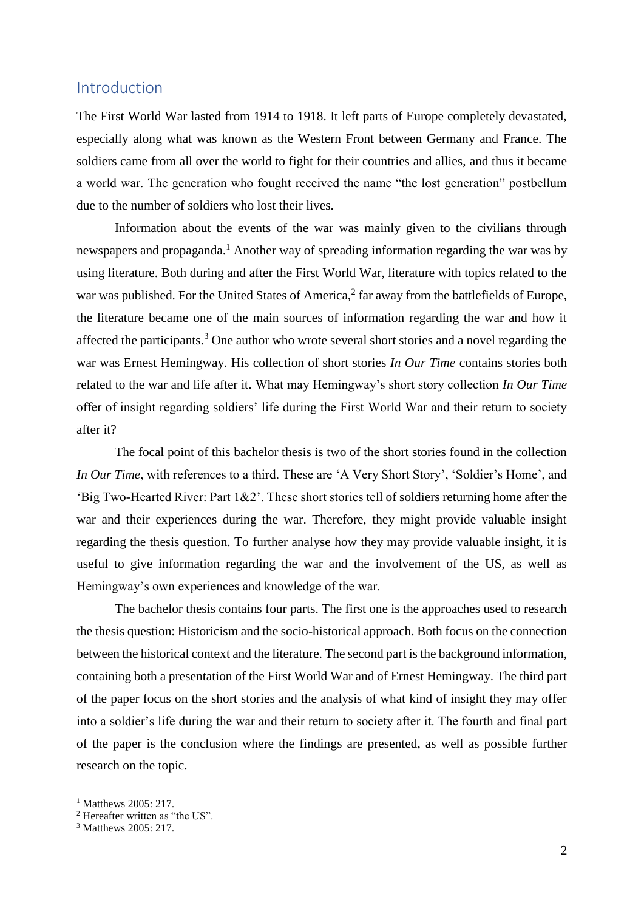## Introduction

The First World War lasted from 1914 to 1918. It left parts of Europe completely devastated, especially along what was known as the Western Front between Germany and France. The soldiers came from all over the world to fight for their countries and allies, and thus it became a world war. The generation who fought received the name "the lost generation" postbellum due to the number of soldiers who lost their lives.

Information about the events of the war was mainly given to the civilians through newspapers and propaganda.[1] Another way of spreading information regarding the war was by using literature. Both during and after the First World War, literature with topics related to the war was published. For the United States of America,[2] far away from the battlefields of Europe, the literature became one of the main sources of information regarding the war and how it affected the participants.[3] One author who wrote several short stories and a novel regarding the war was Ernest Hemingway. His collection of short stories *In Our Time* contains stories both related to the war and life after it. What may Hemingway's short story collection *In Our Time* offer of insight regarding soldiers' life during the First World War and their return to society after it?

The focal point of this bachelor thesis is two of the short stories found in the collection *In Our Time*, with references to a third. These are 'A Very Short Story', 'Soldier's Home', and 'Big Two-Hearted River: Part 1&2'. These short stories tell of soldiers returning home after the war and their experiences during the war. Therefore, they might provide valuable insight regarding the thesis question. To further analyse how they may provide valuable insight, it is useful to give information regarding the war and the involvement of the US, as well as Hemingway's own experiences and knowledge of the war.

The bachelor thesis contains four parts. The first one is the approaches used to research the thesis question: Historicism and the socio-historical approach. Both focus on the connection between the historical context and the literature. The second part is the background information, containing both a presentation of the First World War and of Ernest Hemingway. The third part of the paper focus on the short stories and the analysis of what kind of insight they may offer into a soldier's life during the war and their return to society after it. The fourth and final part of the paper is the conclusion where the findings are presented, as well as possible further research on the topic.

---

[1] Matthews 2005: 217.
[2] Hereafter written as "the US".
[3] Matthews 2005: 217.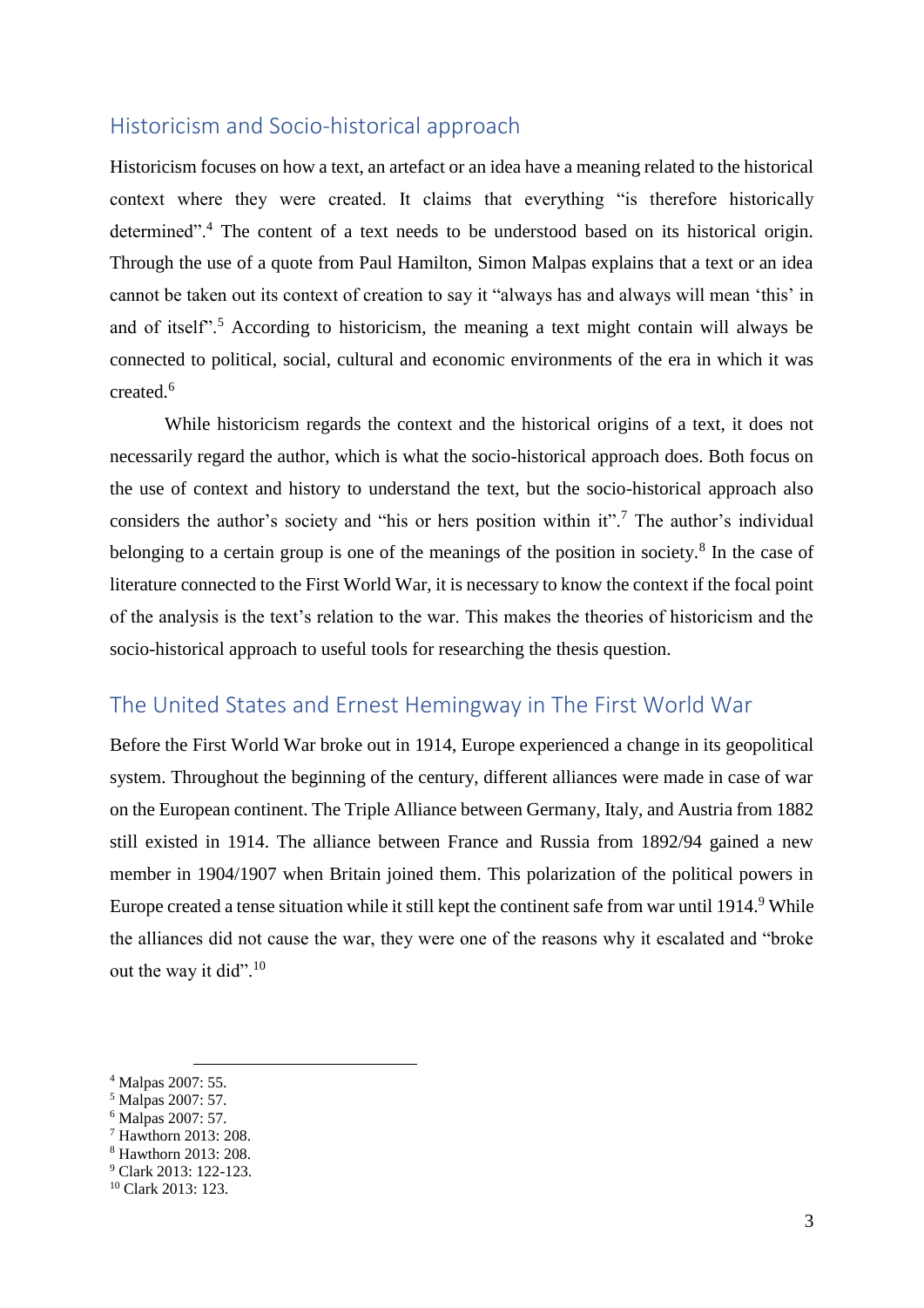## Historicism and Socio-historical approach

Historicism focuses on how a text, an artefact or an idea have a meaning related to the historical context where they were created. It claims that everything "is therefore historically determined".[4] The content of a text needs to be understood based on its historical origin. Through the use of a quote from Paul Hamilton, Simon Malpas explains that a text or an idea cannot be taken out its context of creation to say it "always has and always will mean 'this' in and of itself".[5] According to historicism, the meaning a text might contain will always be connected to political, social, cultural and economic environments of the era in which it was created.[6]

While historicism regards the context and the historical origins of a text, it does not necessarily regard the author, which is what the socio-historical approach does. Both focus on the use of context and history to understand the text, but the socio-historical approach also considers the author's society and "his or hers position within it".[7] The author's individual belonging to a certain group is one of the meanings of the position in society.[8] In the case of literature connected to the First World War, it is necessary to know the context if the focal point of the analysis is the text's relation to the war. This makes the theories of historicism and the socio-historical approach to useful tools for researching the thesis question.

## The United States and Ernest Hemingway in The First World War

Before the First World War broke out in 1914, Europe experienced a change in its geopolitical system. Throughout the beginning of the century, different alliances were made in case of war on the European continent. The Triple Alliance between Germany, Italy, and Austria from 1882 still existed in 1914. The alliance between France and Russia from 1892/94 gained a new member in 1904/1907 when Britain joined them. This polarization of the political powers in Europe created a tense situation while it still kept the continent safe from war until 1914.[9] While the alliances did not cause the war, they were one of the reasons why it escalated and "broke out the way it did".[10]

---

[4] Malpas 2007: 55.
[5] Malpas 2007: 57.
[6] Malpas 2007: 57.
[7] Hawthorn 2013: 208.
[8] Hawthorn 2013: 208.
[9] Clark 2013: 122-123.
[10] Clark 2013: 123.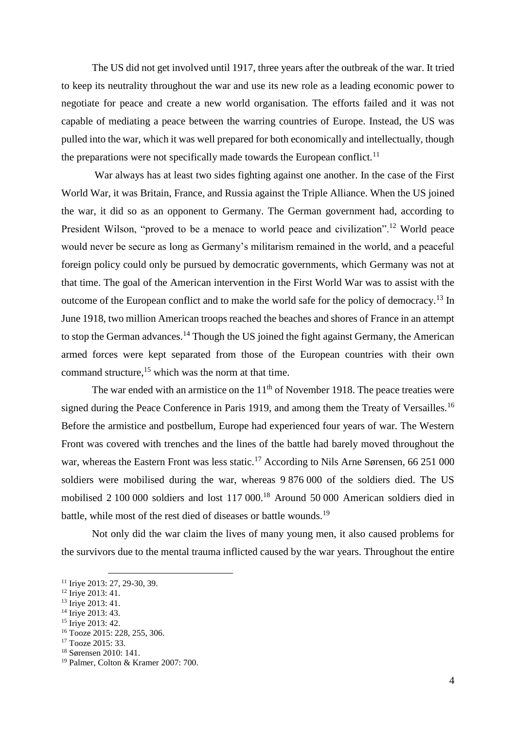The US did not get involved until 1917, three years after the outbreak of the war. It tried to keep its neutrality throughout the war and use its new role as a leading economic power to negotiate for peace and create a new world organisation. The efforts failed and it was not capable of mediating a peace between the warring countries of Europe. Instead, the US was pulled into the war, which it was well prepared for both economically and intellectually, though the preparations were not specifically made towards the European conflict.[11]

War always has at least two sides fighting against one another. In the case of the First World War, it was Britain, France, and Russia against the Triple Alliance. When the US joined the war, it did so as an opponent to Germany. The German government had, according to President Wilson, "proved to be a menace to world peace and civilization".[12] World peace would never be secure as long as Germany's militarism remained in the world, and a peaceful foreign policy could only be pursued by democratic governments, which Germany was not at that time. The goal of the American intervention in the First World War was to assist with the outcome of the European conflict and to make the world safe for the policy of democracy.[13] In June 1918, two million American troops reached the beaches and shores of France in an attempt to stop the German advances.[14] Though the US joined the fight against Germany, the American armed forces were kept separated from those of the European countries with their own command structure,[15] which was the norm at that time.

The war ended with an armistice on the 11th of November 1918. The peace treaties were signed during the Peace Conference in Paris 1919, and among them the Treaty of Versailles.[16] Before the armistice and postbellum, Europe had experienced four years of war. The Western Front was covered with trenches and the lines of the battle had barely moved throughout the war, whereas the Eastern Front was less static.[17] According to Nils Arne Sørensen, 66 251 000 soldiers were mobilised during the war, whereas 9 876 000 of the soldiers died. The US mobilised 2 100 000 soldiers and lost 117 000.[18] Around 50 000 American soldiers died in battle, while most of the rest died of diseases or battle wounds.[19]

Not only did the war claim the lives of many young men, it also caused problems for the survivors due to the mental trauma inflicted caused by the war years. Throughout the entire

---

[11] Iriye 2013: 27, 29-30, 39.
[12] Iriye 2013: 41.
[13] Iriye 2013: 41.
[14] Iriye 2013: 43.
[15] Iriye 2013: 42.
[16] Tooze 2015: 228, 255, 306.
[17] Tooze 2015: 33.
[18] Sørensen 2010: 141.
[19] Palmer, Colton & Kramer 2007: 700.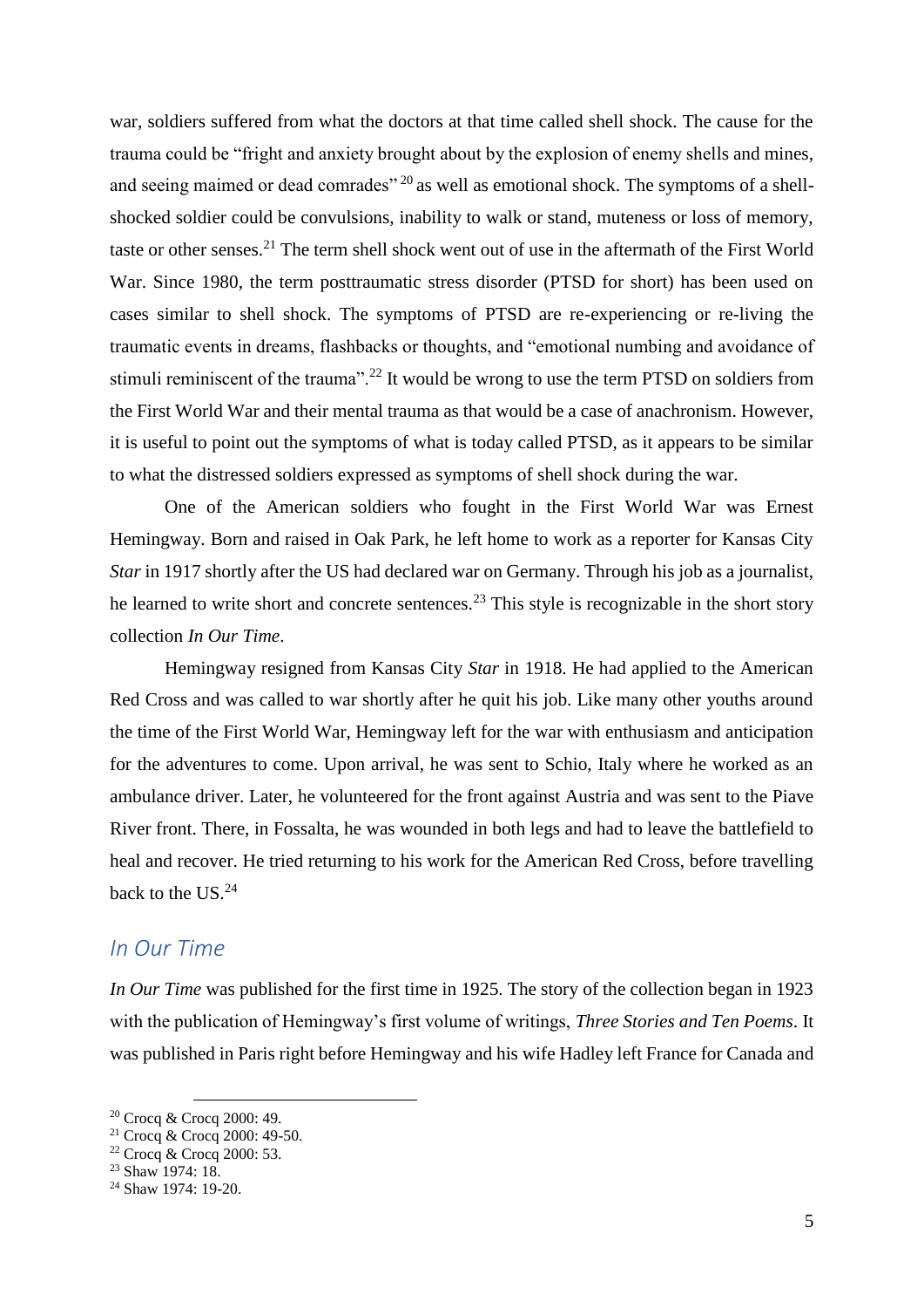war, soldiers suffered from what the doctors at that time called shell shock. The cause for the trauma could be "fright and anxiety brought about by the explosion of enemy shells and mines, and seeing maimed or dead comrades"[20] as well as emotional shock. The symptoms of a shell-shocked soldier could be convulsions, inability to walk or stand, muteness or loss of memory, taste or other senses.[21] The term shell shock went out of use in the aftermath of the First World War. Since 1980, the term posttraumatic stress disorder (PTSD for short) has been used on cases similar to shell shock. The symptoms of PTSD are re-experiencing or re-living the traumatic events in dreams, flashbacks or thoughts, and "emotional numbing and avoidance of stimuli reminiscent of the trauma".[22] It would be wrong to use the term PTSD on soldiers from the First World War and their mental trauma as that would be a case of anachronism. However, it is useful to point out the symptoms of what is today called PTSD, as it appears to be similar to what the distressed soldiers expressed as symptoms of shell shock during the war.

One of the American soldiers who fought in the First World War was Ernest Hemingway. Born and raised in Oak Park, he left home to work as a reporter for Kansas City *Star* in 1917 shortly after the US had declared war on Germany. Through his job as a journalist, he learned to write short and concrete sentences.[23] This style is recognizable in the short story collection *In Our Time*.

Hemingway resigned from Kansas City *Star* in 1918. He had applied to the American Red Cross and was called to war shortly after he quit his job. Like many other youths around the time of the First World War, Hemingway left for the war with enthusiasm and anticipation for the adventures to come. Upon arrival, he was sent to Schio, Italy where he worked as an ambulance driver. Later, he volunteered for the front against Austria and was sent to the Piave River front. There, in Fossalta, he was wounded in both legs and had to leave the battlefield to heal and recover. He tried returning to his work for the American Red Cross, before travelling back to the US.[24]

## *In Our Time*

*In Our Time* was published for the first time in 1925. The story of the collection began in 1923 with the publication of Hemingway's first volume of writings, *Three Stories and Ten Poems*. It was published in Paris right before Hemingway and his wife Hadley left France for Canada and

[20] Crocq & Crocq 2000: 49.
[21] Crocq & Crocq 2000: 49-50.
[22] Crocq & Crocq 2000: 53.
[23] Shaw 1974: 18.
[24] Shaw 1974: 19-20.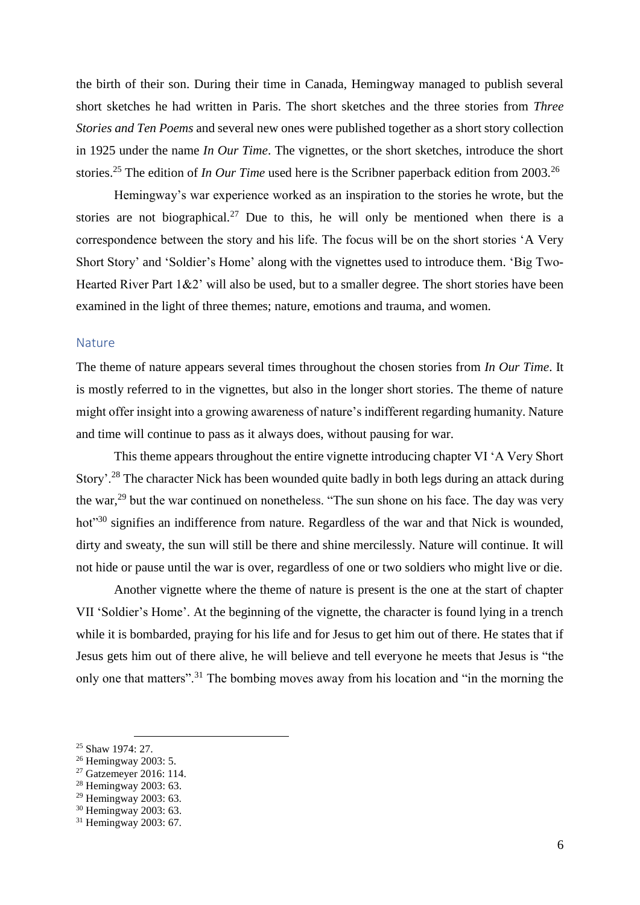the birth of their son. During their time in Canada, Hemingway managed to publish several short sketches he had written in Paris. The short sketches and the three stories from *Three Stories and Ten Poems* and several new ones were published together as a short story collection in 1925 under the name *In Our Time*. The vignettes, or the short sketches, introduce the short stories.[25] The edition of *In Our Time* used here is the Scribner paperback edition from 2003.[26]

Hemingway's war experience worked as an inspiration to the stories he wrote, but the stories are not biographical.[27] Due to this, he will only be mentioned when there is a correspondence between the story and his life. The focus will be on the short stories 'A Very Short Story' and 'Soldier's Home' along with the vignettes used to introduce them. 'Big Two-Hearted River Part 1&2' will also be used, but to a smaller degree. The short stories have been examined in the light of three themes; nature, emotions and trauma, and women.

## Nature

The theme of nature appears several times throughout the chosen stories from *In Our Time*. It is mostly referred to in the vignettes, but also in the longer short stories. The theme of nature might offer insight into a growing awareness of nature's indifferent regarding humanity. Nature and time will continue to pass as it always does, without pausing for war.

This theme appears throughout the entire vignette introducing chapter VI 'A Very Short Story'.[28] The character Nick has been wounded quite badly in both legs during an attack during the war,[29] but the war continued on nonetheless. "The sun shone on his face. The day was very hot"[30] signifies an indifference from nature. Regardless of the war and that Nick is wounded, dirty and sweaty, the sun will still be there and shine mercilessly. Nature will continue. It will not hide or pause until the war is over, regardless of one or two soldiers who might live or die.

Another vignette where the theme of nature is present is the one at the start of chapter VII 'Soldier's Home'. At the beginning of the vignette, the character is found lying in a trench while it is bombarded, praying for his life and for Jesus to get him out of there. He states that if Jesus gets him out of there alive, he will believe and tell everyone he meets that Jesus is "the only one that matters".[31] The bombing moves away from his location and "in the morning the

---

[25] Shaw 1974: 27.

[26] Hemingway 2003: 5.

[27] Gatzemeyer 2016: 114.

[28] Hemingway 2003: 63.

[29] Hemingway 2003: 63.

[30] Hemingway 2003: 63.

[31] Hemingway 2003: 67.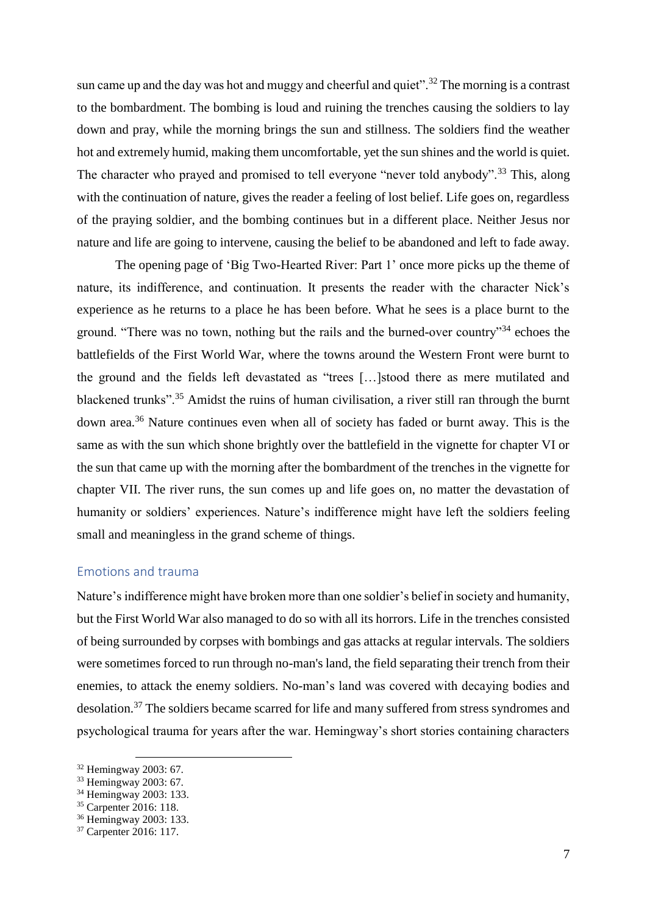sun came up and the day was hot and muggy and cheerful and quiet".[32] The morning is a contrast to the bombardment. The bombing is loud and ruining the trenches causing the soldiers to lay down and pray, while the morning brings the sun and stillness. The soldiers find the weather hot and extremely humid, making them uncomfortable, yet the sun shines and the world is quiet. The character who prayed and promised to tell everyone "never told anybody".[33] This, along with the continuation of nature, gives the reader a feeling of lost belief. Life goes on, regardless of the praying soldier, and the bombing continues but in a different place. Neither Jesus nor nature and life are going to intervene, causing the belief to be abandoned and left to fade away.

The opening page of 'Big Two-Hearted River: Part 1' once more picks up the theme of nature, its indifference, and continuation. It presents the reader with the character Nick's experience as he returns to a place he has been before. What he sees is a place burnt to the ground. "There was no town, nothing but the rails and the burned-over country"[34] echoes the battlefields of the First World War, where the towns around the Western Front were burnt to the ground and the fields left devastated as "trees […]stood there as mere mutilated and blackened trunks".[35] Amidst the ruins of human civilisation, a river still ran through the burnt down area.[36] Nature continues even when all of society has faded or burnt away. This is the same as with the sun which shone brightly over the battlefield in the vignette for chapter VI or the sun that came up with the morning after the bombardment of the trenches in the vignette for chapter VII. The river runs, the sun comes up and life goes on, no matter the devastation of humanity or soldiers' experiences. Nature's indifference might have left the soldiers feeling small and meaningless in the grand scheme of things.

## Emotions and trauma

Nature's indifference might have broken more than one soldier's belief in society and humanity, but the First World War also managed to do so with all its horrors. Life in the trenches consisted of being surrounded by corpses with bombings and gas attacks at regular intervals. The soldiers were sometimes forced to run through no-man's land, the field separating their trench from their enemies, to attack the enemy soldiers. No-man's land was covered with decaying bodies and desolation.[37] The soldiers became scarred for life and many suffered from stress syndromes and psychological trauma for years after the war. Hemingway's short stories containing characters

---

[32] Hemingway 2003: 67.
[33] Hemingway 2003: 67.
[34] Hemingway 2003: 133.
[35] Carpenter 2016: 118.
[36] Hemingway 2003: 133.
[37] Carpenter 2016: 117.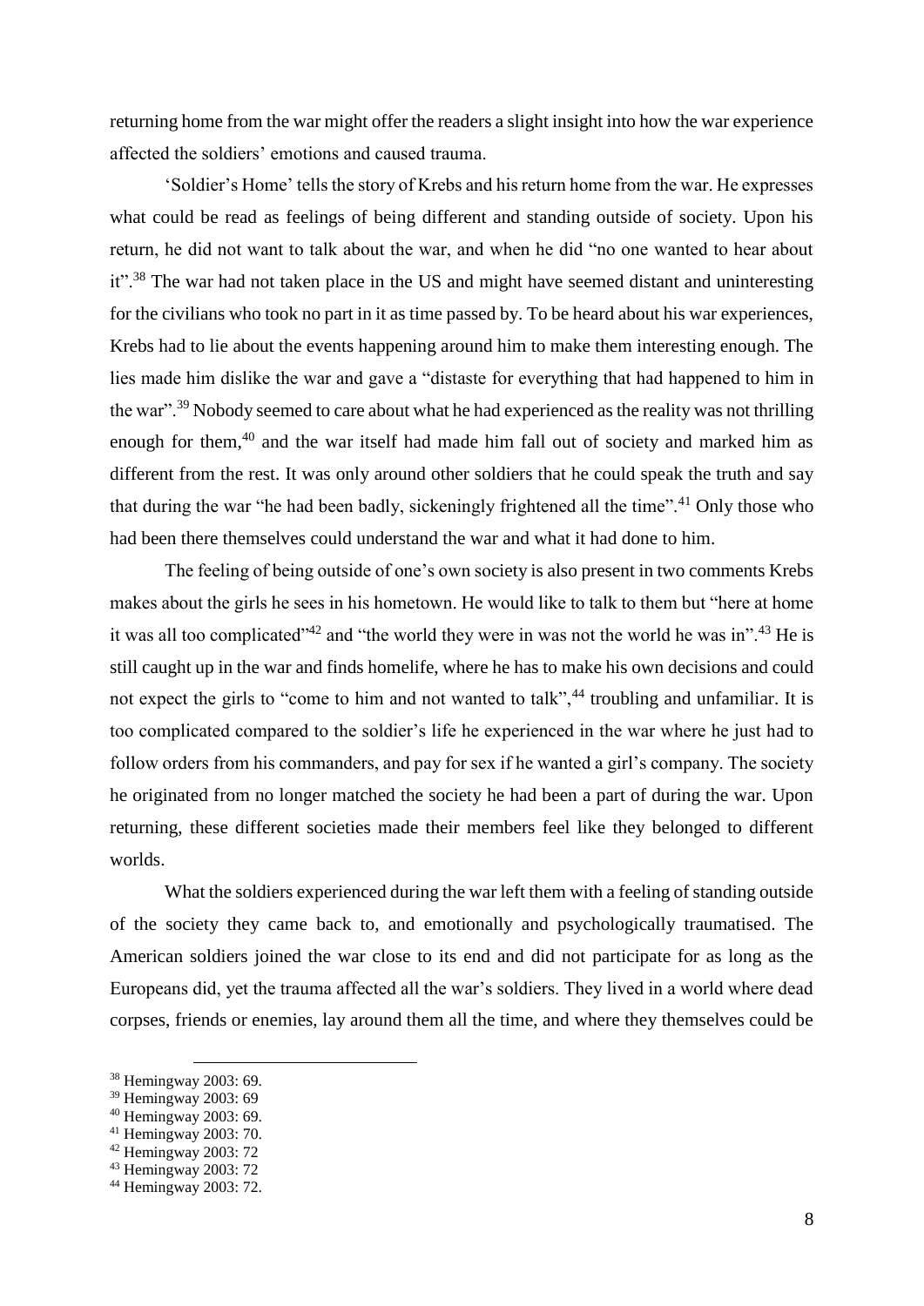returning home from the war might offer the readers a slight insight into how the war experience affected the soldiers' emotions and caused trauma.

'Soldier's Home' tells the story of Krebs and his return home from the war. He expresses what could be read as feelings of being different and standing outside of society. Upon his return, he did not want to talk about the war, and when he did "no one wanted to hear about it".[38] The war had not taken place in the US and might have seemed distant and uninteresting for the civilians who took no part in it as time passed by. To be heard about his war experiences, Krebs had to lie about the events happening around him to make them interesting enough. The lies made him dislike the war and gave a "distaste for everything that had happened to him in the war".[39] Nobody seemed to care about what he had experienced as the reality was not thrilling enough for them,[40] and the war itself had made him fall out of society and marked him as different from the rest. It was only around other soldiers that he could speak the truth and say that during the war "he had been badly, sickeningly frightened all the time".[41] Only those who had been there themselves could understand the war and what it had done to him.

The feeling of being outside of one's own society is also present in two comments Krebs makes about the girls he sees in his hometown. He would like to talk to them but "here at home it was all too complicated"[42] and "the world they were in was not the world he was in".[43] He is still caught up in the war and finds homelife, where he has to make his own decisions and could not expect the girls to "come to him and not wanted to talk",[44] troubling and unfamiliar. It is too complicated compared to the soldier's life he experienced in the war where he just had to follow orders from his commanders, and pay for sex if he wanted a girl's company. The society he originated from no longer matched the society he had been a part of during the war. Upon returning, these different societies made their members feel like they belonged to different worlds.

What the soldiers experienced during the war left them with a feeling of standing outside of the society they came back to, and emotionally and psychologically traumatised. The American soldiers joined the war close to its end and did not participate for as long as the Europeans did, yet the trauma affected all the war's soldiers. They lived in a world where dead corpses, friends or enemies, lay around them all the time, and where they themselves could be

---

[38] Hemingway 2003: 69.
[39] Hemingway 2003: 69
[40] Hemingway 2003: 69.
[41] Hemingway 2003: 70.
[42] Hemingway 2003: 72
[43] Hemingway 2003: 72
[44] Hemingway 2003: 72.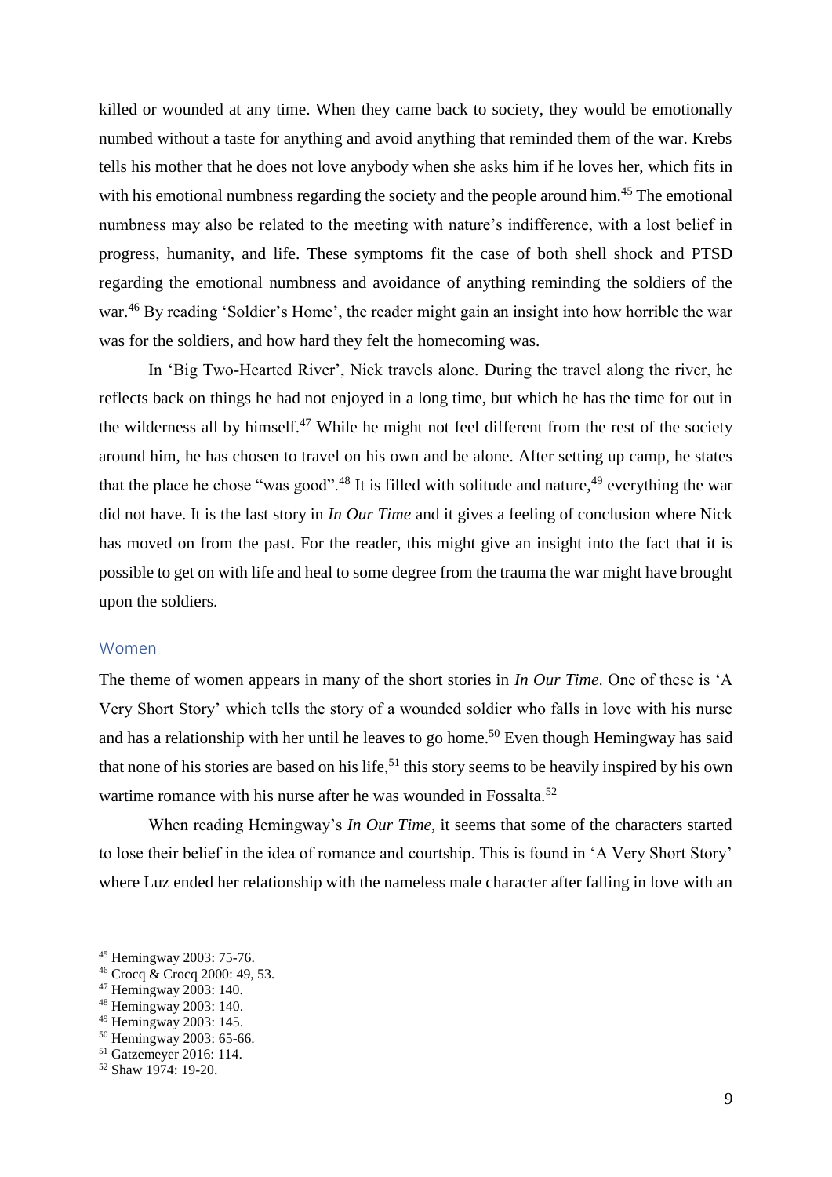killed or wounded at any time. When they came back to society, they would be emotionally numbed without a taste for anything and avoid anything that reminded them of the war. Krebs tells his mother that he does not love anybody when she asks him if he loves her, which fits in with his emotional numbness regarding the society and the people around him.[45] The emotional numbness may also be related to the meeting with nature's indifference, with a lost belief in progress, humanity, and life. These symptoms fit the case of both shell shock and PTSD regarding the emotional numbness and avoidance of anything reminding the soldiers of the war.[46] By reading 'Soldier's Home', the reader might gain an insight into how horrible the war was for the soldiers, and how hard they felt the homecoming was.

In 'Big Two-Hearted River', Nick travels alone. During the travel along the river, he reflects back on things he had not enjoyed in a long time, but which he has the time for out in the wilderness all by himself.[47] While he might not feel different from the rest of the society around him, he has chosen to travel on his own and be alone. After setting up camp, he states that the place he chose "was good".[48] It is filled with solitude and nature,[49] everything the war did not have. It is the last story in *In Our Time* and it gives a feeling of conclusion where Nick has moved on from the past. For the reader, this might give an insight into the fact that it is possible to get on with life and heal to some degree from the trauma the war might have brought upon the soldiers.

### Women

The theme of women appears in many of the short stories in *In Our Time*. One of these is 'A Very Short Story' which tells the story of a wounded soldier who falls in love with his nurse and has a relationship with her until he leaves to go home.[50] Even though Hemingway has said that none of his stories are based on his life,[51] this story seems to be heavily inspired by his own wartime romance with his nurse after he was wounded in Fossalta.[52]

When reading Hemingway's *In Our Time*, it seems that some of the characters started to lose their belief in the idea of romance and courtship. This is found in 'A Very Short Story' where Luz ended her relationship with the nameless male character after falling in love with an

---

[45] Hemingway 2003: 75-76.
[46] Crocq & Crocq 2000: 49, 53.
[47] Hemingway 2003: 140.
[48] Hemingway 2003: 140.
[49] Hemingway 2003: 145.
[50] Hemingway 2003: 65-66.
[51] Gatzemeyer 2016: 114.
[52] Shaw 1974: 19-20.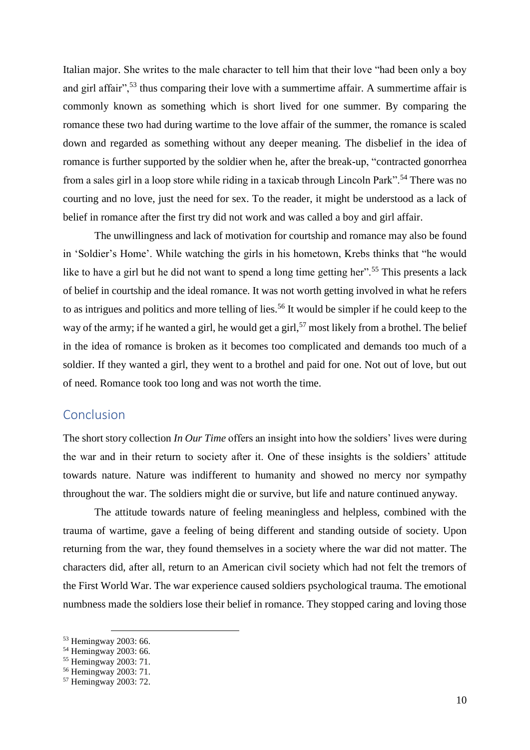Italian major. She writes to the male character to tell him that their love "had been only a boy and girl affair",[53] thus comparing their love with a summertime affair. A summertime affair is commonly known as something which is short lived for one summer. By comparing the romance these two had during wartime to the love affair of the summer, the romance is scaled down and regarded as something without any deeper meaning. The disbelief in the idea of romance is further supported by the soldier when he, after the break-up, "contracted gonorrhea from a sales girl in a loop store while riding in a taxicab through Lincoln Park".[54] There was no courting and no love, just the need for sex. To the reader, it might be understood as a lack of belief in romance after the first try did not work and was called a boy and girl affair.

The unwillingness and lack of motivation for courtship and romance may also be found in 'Soldier's Home'. While watching the girls in his hometown, Krebs thinks that "he would like to have a girl but he did not want to spend a long time getting her".[55] This presents a lack of belief in courtship and the ideal romance. It was not worth getting involved in what he refers to as intrigues and politics and more telling of lies.[56] It would be simpler if he could keep to the way of the army; if he wanted a girl, he would get a girl,[57] most likely from a brothel. The belief in the idea of romance is broken as it becomes too complicated and demands too much of a soldier. If they wanted a girl, they went to a brothel and paid for one. Not out of love, but out of need. Romance took too long and was not worth the time.

## Conclusion

The short story collection *In Our Time* offers an insight into how the soldiers' lives were during the war and in their return to society after it. One of these insights is the soldiers' attitude towards nature. Nature was indifferent to humanity and showed no mercy nor sympathy throughout the war. The soldiers might die or survive, but life and nature continued anyway.

The attitude towards nature of feeling meaningless and helpless, combined with the trauma of wartime, gave a feeling of being different and standing outside of society. Upon returning from the war, they found themselves in a society where the war did not matter. The characters did, after all, return to an American civil society which had not felt the tremors of the First World War. The war experience caused soldiers psychological trauma. The emotional numbness made the soldiers lose their belief in romance. They stopped caring and loving those

---

[53] Hemingway 2003: 66.
[54] Hemingway 2003: 66.
[55] Hemingway 2003: 71.
[56] Hemingway 2003: 71.
[57] Hemingway 2003: 72.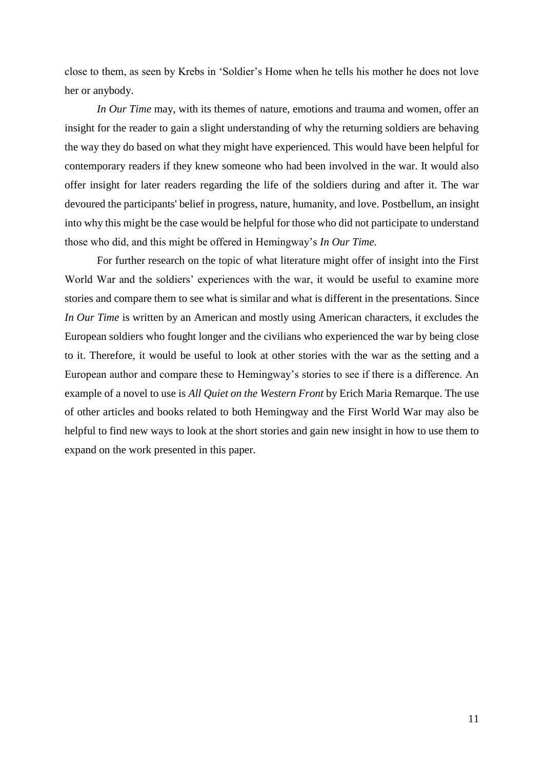close to them, as seen by Krebs in 'Soldier's Home when he tells his mother he does not love her or anybody.

*In Our Time* may, with its themes of nature, emotions and trauma and women, offer an insight for the reader to gain a slight understanding of why the returning soldiers are behaving the way they do based on what they might have experienced. This would have been helpful for contemporary readers if they knew someone who had been involved in the war. It would also offer insight for later readers regarding the life of the soldiers during and after it. The war devoured the participants' belief in progress, nature, humanity, and love. Postbellum, an insight into why this might be the case would be helpful for those who did not participate to understand those who did, and this might be offered in Hemingway's *In Our Time*.

For further research on the topic of what literature might offer of insight into the First World War and the soldiers' experiences with the war, it would be useful to examine more stories and compare them to see what is similar and what is different in the presentations. Since *In Our Time* is written by an American and mostly using American characters, it excludes the European soldiers who fought longer and the civilians who experienced the war by being close to it. Therefore, it would be useful to look at other stories with the war as the setting and a European author and compare these to Hemingway's stories to see if there is a difference. An example of a novel to use is *All Quiet on the Western Front* by Erich Maria Remarque. The use of other articles and books related to both Hemingway and the First World War may also be helpful to find new ways to look at the short stories and gain new insight in how to use them to expand on the work presented in this paper.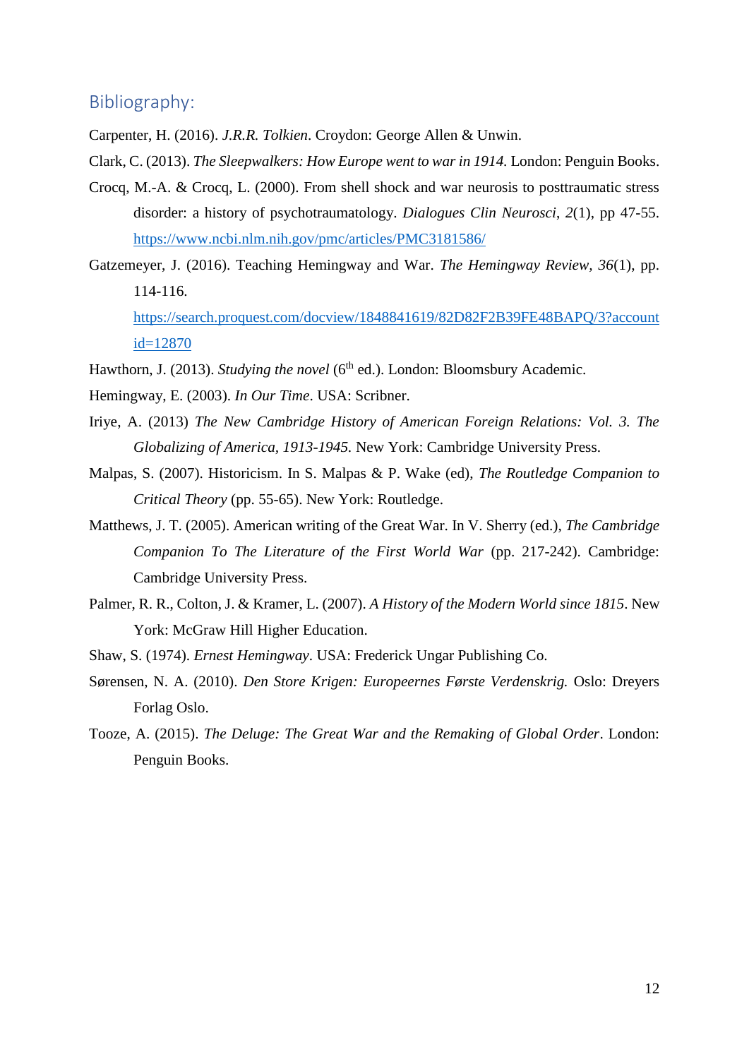## Bibliography:

Carpenter, H. (2016). *J.R.R. Tolkien*. Croydon: George Allen & Unwin.

Clark, C. (2013). *The Sleepwalkers: How Europe went to war in 1914*. London: Penguin Books.

Crocq, M.-A. & Crocq, L. (2000). From shell shock and war neurosis to posttraumatic stress disorder: a history of psychotraumatology. *Dialogues Clin Neurosci*, *2*(1), pp 47-55. https://www.ncbi.nlm.nih.gov/pmc/articles/PMC3181586/

Gatzemeyer, J. (2016). Teaching Hemingway and War. *The Hemingway Review*, *36*(1), pp. 114-116. https://search.proquest.com/docview/1848841619/82D82F2B39FE48BAPQ/3?accountid=12870

Hawthorn, J. (2013). *Studying the novel* (6th ed.). London: Bloomsbury Academic.

Hemingway, E. (2003). *In Our Time*. USA: Scribner.

Iriye, A. (2013) *The New Cambridge History of American Foreign Relations: Vol. 3. The Globalizing of America, 1913-1945.* New York: Cambridge University Press.

Malpas, S. (2007). Historicism. In S. Malpas & P. Wake (ed), *The Routledge Companion to Critical Theory* (pp. 55-65). New York: Routledge.

Matthews, J. T. (2005). American writing of the Great War. In V. Sherry (ed.), *The Cambridge Companion To The Literature of the First World War* (pp. 217-242). Cambridge: Cambridge University Press.

Palmer, R. R., Colton, J. & Kramer, L. (2007). *A History of the Modern World since 1815*. New York: McGraw Hill Higher Education.

Shaw, S. (1974). *Ernest Hemingway*. USA: Frederick Ungar Publishing Co.

Sørensen, N. A. (2010). *Den Store Krigen: Europeernes Første Verdenskrig.* Oslo: Dreyers Forlag Oslo.

Tooze, A. (2015). *The Deluge: The Great War and the Remaking of Global Order*. London: Penguin Books.